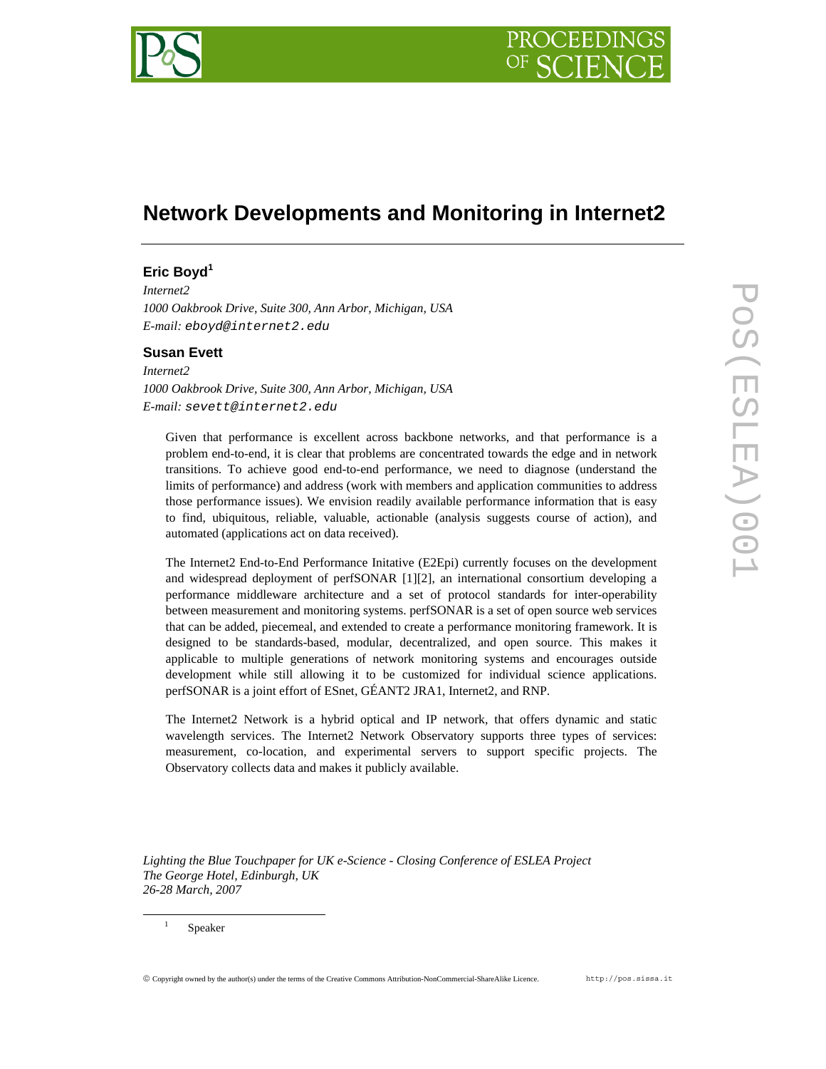# Network Developments and Monitoring in Internet2

### Eric Boyd[1]

*Internet2*
*1000 Oakbrook Drive, Suite 300, Ann Arbor, Michigan, USA*
*E-mail:* eboyd@internet2.edu

### Susan Evett

*Internet2*
*1000 Oakbrook Drive, Suite 300, Ann Arbor, Michigan, USA*
*E-mail:* sevett@internet2.edu

Given that performance is excellent across backbone networks, and that performance is a problem end-to-end, it is clear that problems are concentrated towards the edge and in network transitions. To achieve good end-to-end performance, we need to diagnose (understand the limits of performance) and address (work with members and application communities to address those performance issues). We envision readily available performance information that is easy to find, ubiquitous, reliable, valuable, actionable (analysis suggests course of action), and automated (applications act on data received).

The Internet2 End-to-End Performance Initative (E2Epi) currently focuses on the development and widespread deployment of perfSONAR [1][2], an international consortium developing a performance middleware architecture and a set of protocol standards for inter-operability between measurement and monitoring systems. perfSONAR is a set of open source web services that can be added, piecemeal, and extended to create a performance monitoring framework. It is designed to be standards-based, modular, decentralized, and open source. This makes it applicable to multiple generations of network monitoring systems and encourages outside development while still allowing it to be customized for individual science applications. perfSONAR is a joint effort of ESnet, GÉANT2 JRA1, Internet2, and RNP.

The Internet2 Network is a hybrid optical and IP network, that offers dynamic and static wavelength services. The Internet2 Network Observatory supports three types of services: measurement, co-location, and experimental servers to support specific projects. The Observatory collects data and makes it publicly available.

*Lighting the Blue Touchpaper for UK e-Science - Closing Conference of ESLEA Project*
*The George Hotel, Edinburgh, UK*
*26-28 March, 2007*

[1] Speaker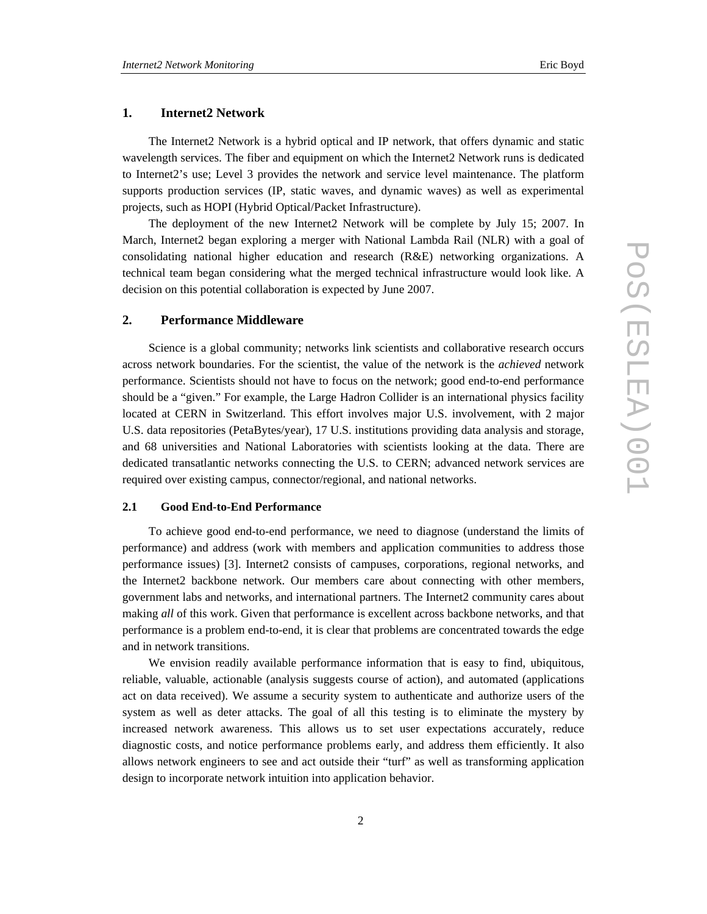## 1. Internet2 Network

The Internet2 Network is a hybrid optical and IP network, that offers dynamic and static wavelength services. The fiber and equipment on which the Internet2 Network runs is dedicated to Internet2's use; Level 3 provides the network and service level maintenance. The platform supports production services (IP, static waves, and dynamic waves) as well as experimental projects, such as HOPI (Hybrid Optical/Packet Infrastructure).

The deployment of the new Internet2 Network will be complete by July 15; 2007. In March, Internet2 began exploring a merger with National Lambda Rail (NLR) with a goal of consolidating national higher education and research (R&E) networking organizations. A technical team began considering what the merged technical infrastructure would look like. A decision on this potential collaboration is expected by June 2007.

## 2. Performance Middleware

Science is a global community; networks link scientists and collaborative research occurs across network boundaries. For the scientist, the value of the network is the *achieved* network performance. Scientists should not have to focus on the network; good end-to-end performance should be a "given." For example, the Large Hadron Collider is an international physics facility located at CERN in Switzerland. This effort involves major U.S. involvement, with 2 major U.S. data repositories (PetaBytes/year), 17 U.S. institutions providing data analysis and storage, and 68 universities and National Laboratories with scientists looking at the data. There are dedicated transatlantic networks connecting the U.S. to CERN; advanced network services are required over existing campus, connector/regional, and national networks.

### 2.1 Good End-to-End Performance

To achieve good end-to-end performance, we need to diagnose (understand the limits of performance) and address (work with members and application communities to address those performance issues) [3]. Internet2 consists of campuses, corporations, regional networks, and the Internet2 backbone network. Our members care about connecting with other members, government labs and networks, and international partners. The Internet2 community cares about making *all* of this work. Given that performance is excellent across backbone networks, and that performance is a problem end-to-end, it is clear that problems are concentrated towards the edge and in network transitions.

We envision readily available performance information that is easy to find, ubiquitous, reliable, valuable, actionable (analysis suggests course of action), and automated (applications act on data received). We assume a security system to authenticate and authorize users of the system as well as deter attacks. The goal of all this testing is to eliminate the mystery by increased network awareness. This allows us to set user expectations accurately, reduce diagnostic costs, and notice performance problems early, and address them efficiently. It also allows network engineers to see and act outside their "turf" as well as transforming application design to incorporate network intuition into application behavior.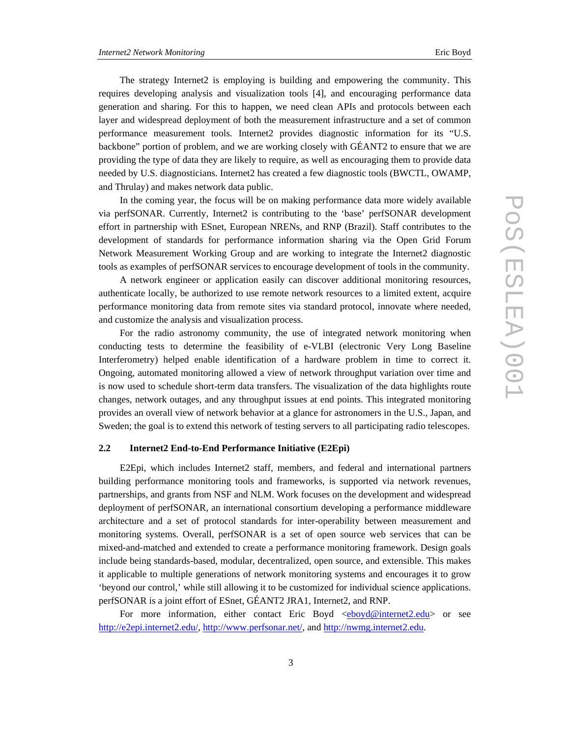The strategy Internet2 is employing is building and empowering the community. This requires developing analysis and visualization tools [4], and encouraging performance data generation and sharing. For this to happen, we need clean APIs and protocols between each layer and widespread deployment of both the measurement infrastructure and a set of common performance measurement tools. Internet2 provides diagnostic information for its "U.S. backbone" portion of problem, and we are working closely with GÉANT2 to ensure that we are providing the type of data they are likely to require, as well as encouraging them to provide data needed by U.S. diagnosticians. Internet2 has created a few diagnostic tools (BWCTL, OWAMP, and Thrulay) and makes network data public.

In the coming year, the focus will be on making performance data more widely available via perfSONAR. Currently, Internet2 is contributing to the 'base' perfSONAR development effort in partnership with ESnet, European NRENs, and RNP (Brazil). Staff contributes to the development of standards for performance information sharing via the Open Grid Forum Network Measurement Working Group and are working to integrate the Internet2 diagnostic tools as examples of perfSONAR services to encourage development of tools in the community.

A network engineer or application easily can discover additional monitoring resources, authenticate locally, be authorized to use remote network resources to a limited extent, acquire performance monitoring data from remote sites via standard protocol, innovate where needed, and customize the analysis and visualization process.

For the radio astronomy community, the use of integrated network monitoring when conducting tests to determine the feasibility of e-VLBI (electronic Very Long Baseline Interferometry) helped enable identification of a hardware problem in time to correct it. Ongoing, automated monitoring allowed a view of network throughput variation over time and is now used to schedule short-term data transfers. The visualization of the data highlights route changes, network outages, and any throughput issues at end points. This integrated monitoring provides an overall view of network behavior at a glance for astronomers in the U.S., Japan, and Sweden; the goal is to extend this network of testing servers to all participating radio telescopes.

### 2.2 Internet2 End-to-End Performance Initiative (E2Epi)

E2Epi, which includes Internet2 staff, members, and federal and international partners building performance monitoring tools and frameworks, is supported via network revenues, partnerships, and grants from NSF and NLM. Work focuses on the development and widespread deployment of perfSONAR, an international consortium developing a performance middleware architecture and a set of protocol standards for inter-operability between measurement and monitoring systems. Overall, perfSONAR is a set of open source web services that can be mixed-and-matched and extended to create a performance monitoring framework. Design goals include being standards-based, modular, decentralized, open source, and extensible. This makes it applicable to multiple generations of network monitoring systems and encourages it to grow 'beyond our control,' while still allowing it to be customized for individual science applications. perfSONAR is a joint effort of ESnet, GÉANT2 JRA1, Internet2, and RNP.

For more information, either contact Eric Boyd <eboyd@internet2.edu> or see http://e2epi.internet2.edu/, http://www.perfsonar.net/, and http://nwmg.internet2.edu.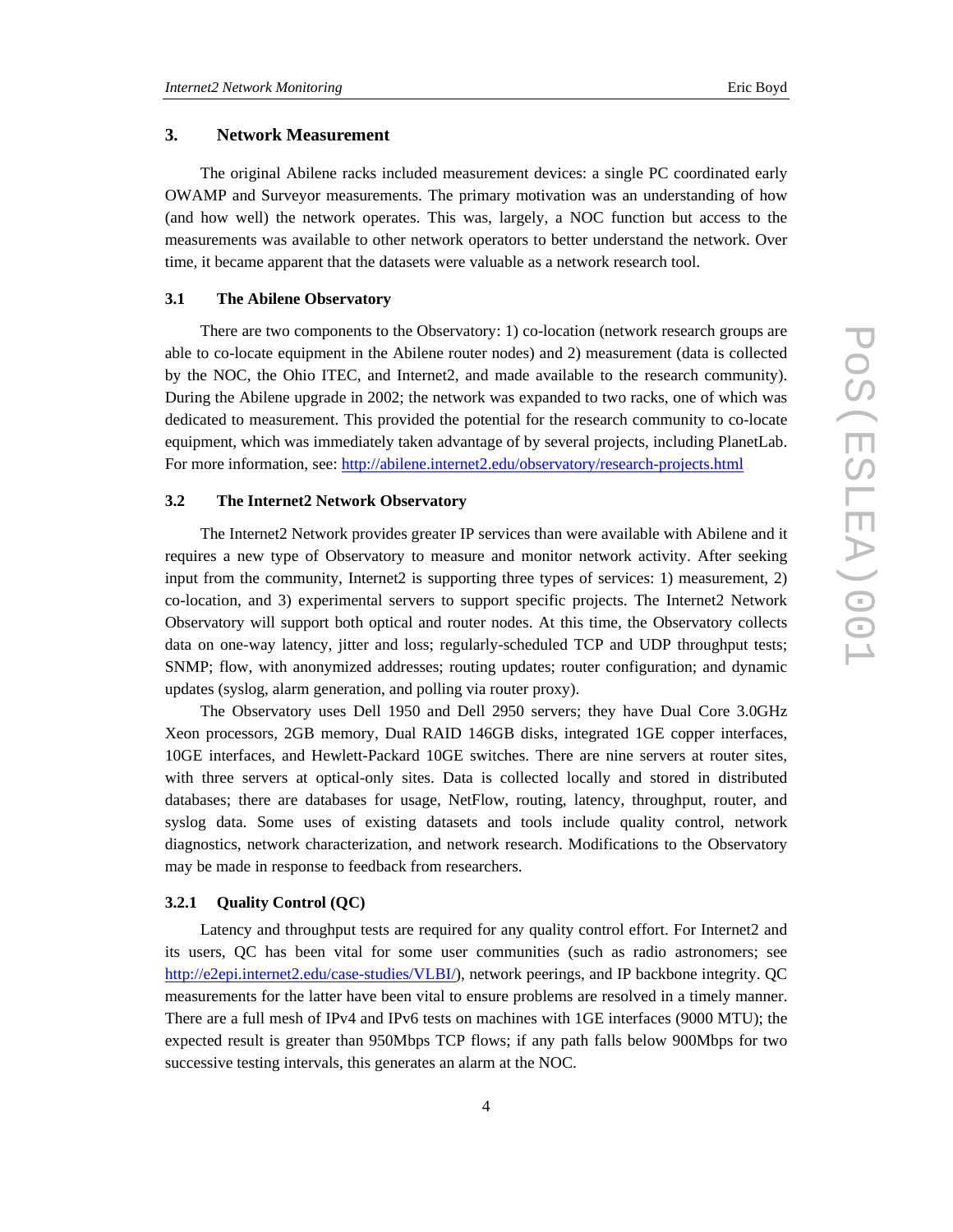## 3. Network Measurement

The original Abilene racks included measurement devices: a single PC coordinated early OWAMP and Surveyor measurements. The primary motivation was an understanding of how (and how well) the network operates. This was, largely, a NOC function but access to the measurements was available to other network operators to better understand the network. Over time, it became apparent that the datasets were valuable as a network research tool.

### 3.1 The Abilene Observatory

There are two components to the Observatory: 1) co-location (network research groups are able to co-locate equipment in the Abilene router nodes) and 2) measurement (data is collected by the NOC, the Ohio ITEC, and Internet2, and made available to the research community). During the Abilene upgrade in 2002; the network was expanded to two racks, one of which was dedicated to measurement. This provided the potential for the research community to co-locate equipment, which was immediately taken advantage of by several projects, including PlanetLab. For more information, see: http://abilene.internet2.edu/observatory/research-projects.html

### 3.2 The Internet2 Network Observatory

The Internet2 Network provides greater IP services than were available with Abilene and it requires a new type of Observatory to measure and monitor network activity. After seeking input from the community, Internet2 is supporting three types of services: 1) measurement, 2) co-location, and 3) experimental servers to support specific projects. The Internet2 Network Observatory will support both optical and router nodes. At this time, the Observatory collects data on one-way latency, jitter and loss; regularly-scheduled TCP and UDP throughput tests; SNMP; flow, with anonymized addresses; routing updates; router configuration; and dynamic updates (syslog, alarm generation, and polling via router proxy).

The Observatory uses Dell 1950 and Dell 2950 servers; they have Dual Core 3.0GHz Xeon processors, 2GB memory, Dual RAID 146GB disks, integrated 1GE copper interfaces, 10GE interfaces, and Hewlett-Packard 10GE switches. There are nine servers at router sites, with three servers at optical-only sites. Data is collected locally and stored in distributed databases; there are databases for usage, NetFlow, routing, latency, throughput, router, and syslog data. Some uses of existing datasets and tools include quality control, network diagnostics, network characterization, and network research. Modifications to the Observatory may be made in response to feedback from researchers.

#### 3.2.1 Quality Control (QC)

Latency and throughput tests are required for any quality control effort. For Internet2 and its users, QC has been vital for some user communities (such as radio astronomers; see http://e2epi.internet2.edu/case-studies/VLBI/), network peerings, and IP backbone integrity. QC measurements for the latter have been vital to ensure problems are resolved in a timely manner. There are a full mesh of IPv4 and IPv6 tests on machines with 1GE interfaces (9000 MTU); the expected result is greater than 950Mbps TCP flows; if any path falls below 900Mbps for two successive testing intervals, this generates an alarm at the NOC.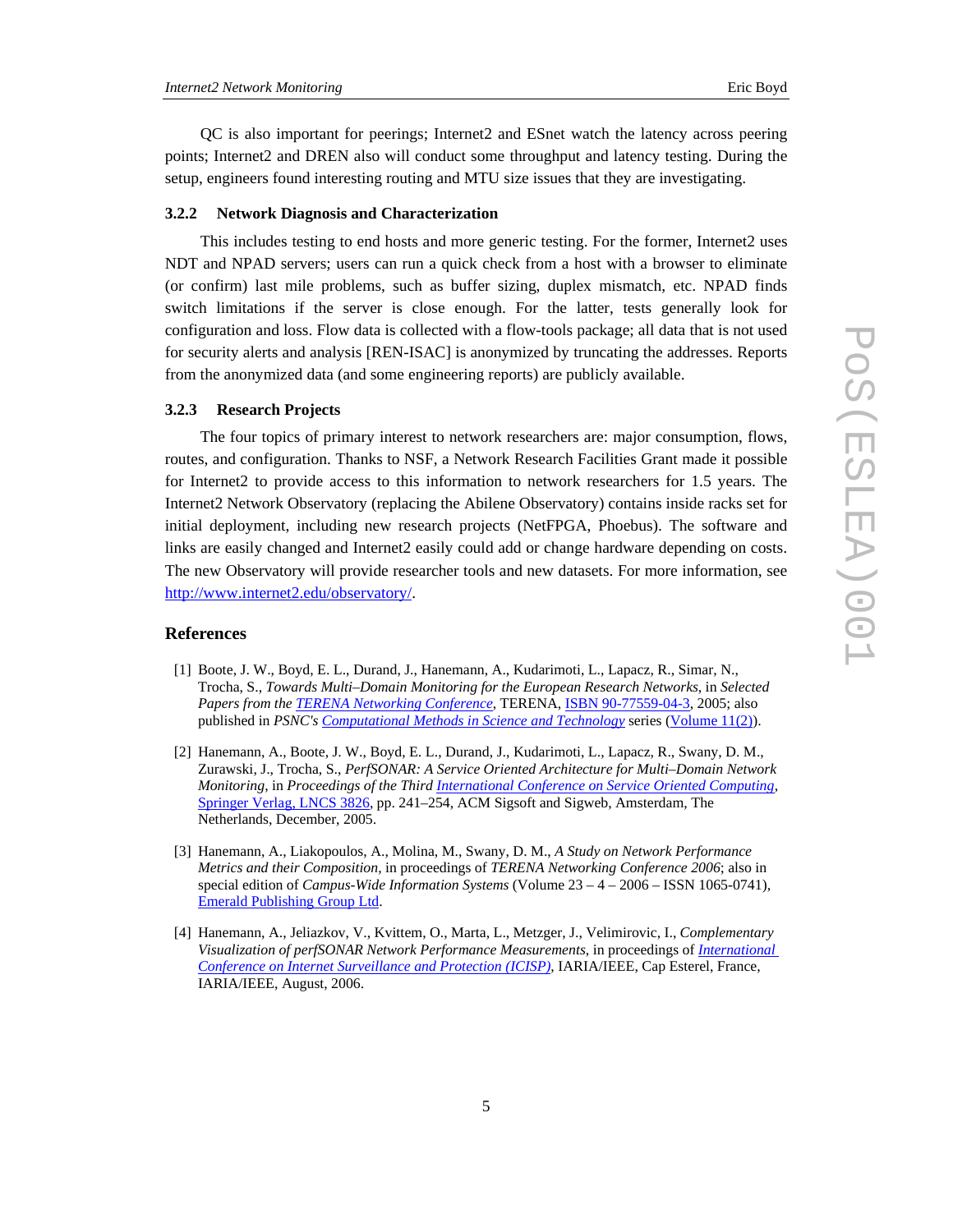QC is also important for peerings; Internet2 and ESnet watch the latency across peering points; Internet2 and DREN also will conduct some throughput and latency testing. During the setup, engineers found interesting routing and MTU size issues that they are investigating.

### 3.2.2 Network Diagnosis and Characterization

This includes testing to end hosts and more generic testing. For the former, Internet2 uses NDT and NPAD servers; users can run a quick check from a host with a browser to eliminate (or confirm) last mile problems, such as buffer sizing, duplex mismatch, etc. NPAD finds switch limitations if the server is close enough. For the latter, tests generally look for configuration and loss. Flow data is collected with a flow-tools package; all data that is not used for security alerts and analysis [REN-ISAC] is anonymized by truncating the addresses. Reports from the anonymized data (and some engineering reports) are publicly available.

### 3.2.3 Research Projects

The four topics of primary interest to network researchers are: major consumption, flows, routes, and configuration. Thanks to NSF, a Network Research Facilities Grant made it possible for Internet2 to provide access to this information to network researchers for 1.5 years. The Internet2 Network Observatory (replacing the Abilene Observatory) contains inside racks set for initial deployment, including new research projects (NetFPGA, Phoebus). The software and links are easily changed and Internet2 easily could add or change hardware depending on costs. The new Observatory will provide researcher tools and new datasets. For more information, see http://www.internet2.edu/observatory/.

## References

[1] Boote, J. W., Boyd, E. L., Durand, J., Hanemann, A., Kudarimoti, L., Lapacz, R., Simar, N., Trocha, S., *Towards Multi–Domain Monitoring for the European Research Networks*, in *Selected Papers from the TERENA Networking Conference*, TERENA, ISBN 90-77559-04-3, 2005; also published in *PSNC's Computational Methods in Science and Technology* series (Volume 11(2)).

[2] Hanemann, A., Boote, J. W., Boyd, E. L., Durand, J., Kudarimoti, L., Lapacz, R., Swany, D. M., Zurawski, J., Trocha, S., *PerfSONAR: A Service Oriented Architecture for Multi–Domain Network Monitoring*, in *Proceedings of the Third International Conference on Service Oriented Computing*, Springer Verlag, LNCS 3826, pp. 241–254, ACM Sigsoft and Sigweb, Amsterdam, The Netherlands, December, 2005.

[3] Hanemann, A., Liakopoulos, A., Molina, M., Swany, D. M., *A Study on Network Performance Metrics and their Composition*, in proceedings of *TERENA Networking Conference 2006*; also in special edition of *Campus-Wide Information Systems* (Volume 23 – 4 – 2006 – ISSN 1065-0741), Emerald Publishing Group Ltd.

[4] Hanemann, A., Jeliazkov, V., Kvittem, O., Marta, L., Metzger, J., Velimirovic, I., *Complementary Visualization of perfSONAR Network Performance Measurements*, in proceedings of *International Conference on Internet Surveillance and Protection (ICISP)*, IARIA/IEEE, Cap Esterel, France, IARIA/IEEE, August, 2006.